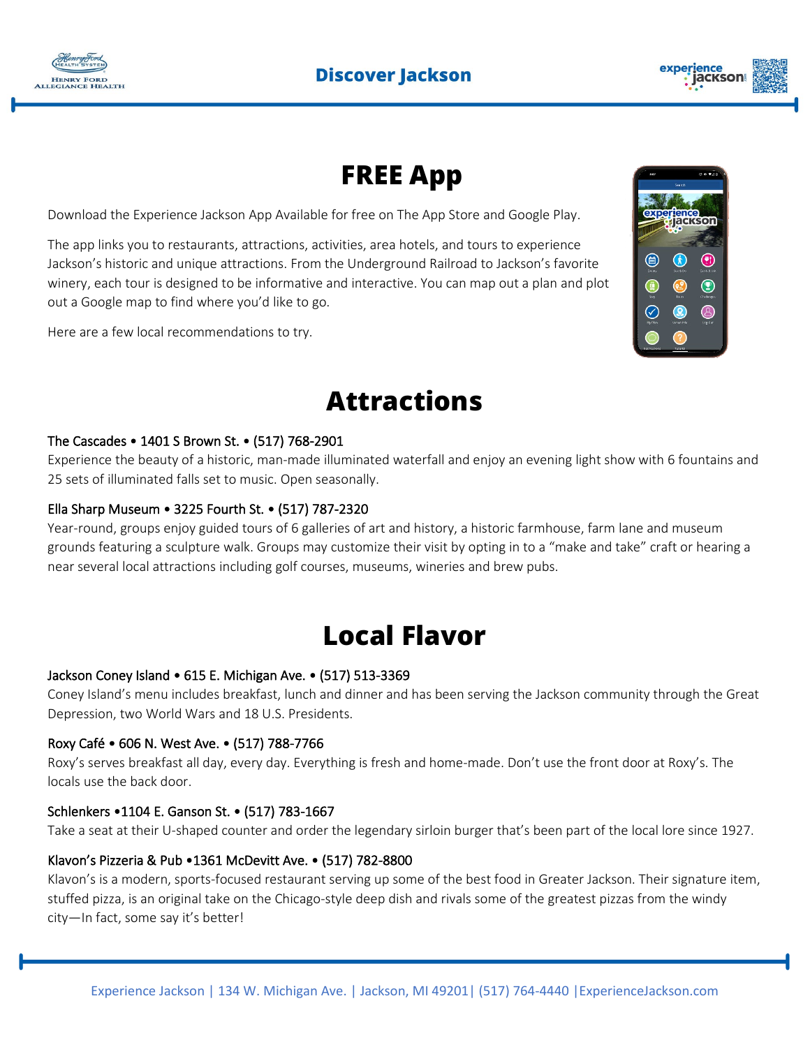# Discover Jackson

## FREE App

Download the Experience Jackson App Available for free on The App Store and Google Play.

The app links you to restaurants, attractions, activities, area hotels, and tours to experience Jackson's historic and unique attractions. From the Underground Railroad to Jackson's favorite winery, each tour is designed to be informative and interactive. You can map out a plan and plot out a Google map to find where you'd like to go.

Here are a few local recommendations to try.

## Attractions

The Cascades • 1401 S Brown St. • (517) 768-2901

Experience the beauty of a historic, man-made illuminated waterfall and enjoy an evening light show with 6 fountains and 25 sets of illuminated falls set to music. Open seasonally.

Ella Sharp Museum • 3225 Fourth St. • (517) 787-2320

Year-round, groups enjoy guided tours of 6 galleries of art and history, a historic farmhouse, farm lane and museum grounds featuring a sculpture walk. Groups may customize their visit by opting in to a "make and take" craft or hearing a near several local attractions including golf courses, museums, wineries and brew pubs.

## Local Flavor

Jackson Coney Island • 615 E. Michigan Ave. • (517) 513-3369

Coney Island's menu includes breakfast, lunch and dinner and has been serving the Jackson community through the Great Depression, two World Wars and 18 U.S. Presidents.

Roxy Café • 606 N. West Ave. • (517) 788-7766

Roxy's serves breakfast all day, every day. Everything is fresh and home-made. Don't use the front door at Roxy's. The locals use the back door.

Schlenkers •1104 E. Ganson St. • (517) 783-1667

Take a seat at their U-shaped counter and order the legendary sirloin burger that's been part of the local lore since 1927.

Klavon's Pizzeria & Pub •1361 McDevitt Ave. • (517) 782-8800

Klavon's is a modern, sports-focused restaurant serving up some of the best food in Greater Jackson. Their signature item, stuffed pizza, is an original take on the Chicago-style deep dish and rivals some of the greatest pizzas from the windy city—In fact, some say it's better!

Experience Jackson | 134 W. Michigan Ave. | Jackson, MI 49201| (517) 764-4440 |ExperienceJackson.com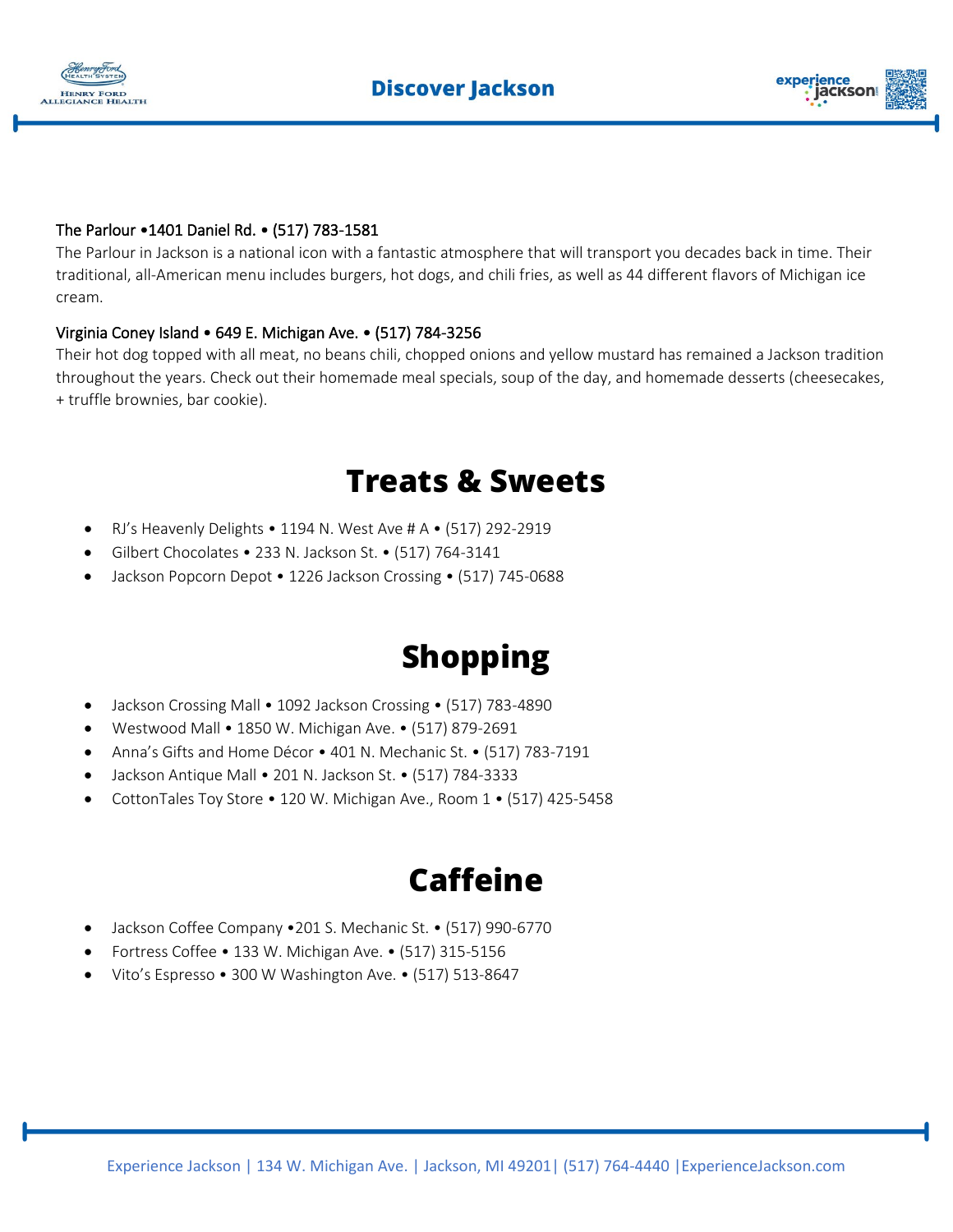The Parlour •1401 Daniel Rd. • (517) 783-1581

The Parlour in Jackson is a national icon with a fantastic atmosphere that will transport you decades back in time. Their traditional, all-American menu includes burgers, hot dogs, and chili fries, as well as 44 different flavors of Michigan ice cream.

Virginia Coney Island • 649 E. Michigan Ave. • (517) 784-3256

Their hot dog topped with all meat, no beans chili, chopped onions and yellow mustard has remained a Jackson tradition throughout the years. Check out their homemade meal specials, soup of the day, and homemade desserts (cheesecakes, + truffle brownies, bar cookie).

# Treats & Sweets

- RJ's Heavenly Delights • 1194 N. West Ave # A • (517) 292-2919
- Gilbert Chocolates • 233 N. Jackson St. • (517) 764-3141
- Jackson Popcorn Depot • 1226 Jackson Crossing • (517) 745-0688

# Shopping

- Jackson Crossing Mall • 1092 Jackson Crossing • (517) 783-4890
- Westwood Mall • 1850 W. Michigan Ave. • (517) 879-2691
- Anna's Gifts and Home Décor • 401 N. Mechanic St. • (517) 783-7191
- Jackson Antique Mall • 201 N. Jackson St. • (517) 784-3333
- CottonTales Toy Store • 120 W. Michigan Ave., Room 1 • (517) 425-5458

# Caffeine

- Jackson Coffee Company •201 S. Mechanic St. • (517) 990-6770
- Fortress Coffee • 133 W. Michigan Ave. • (517) 315-5156
- Vito's Espresso • 300 W Washington Ave. • (517) 513-8647